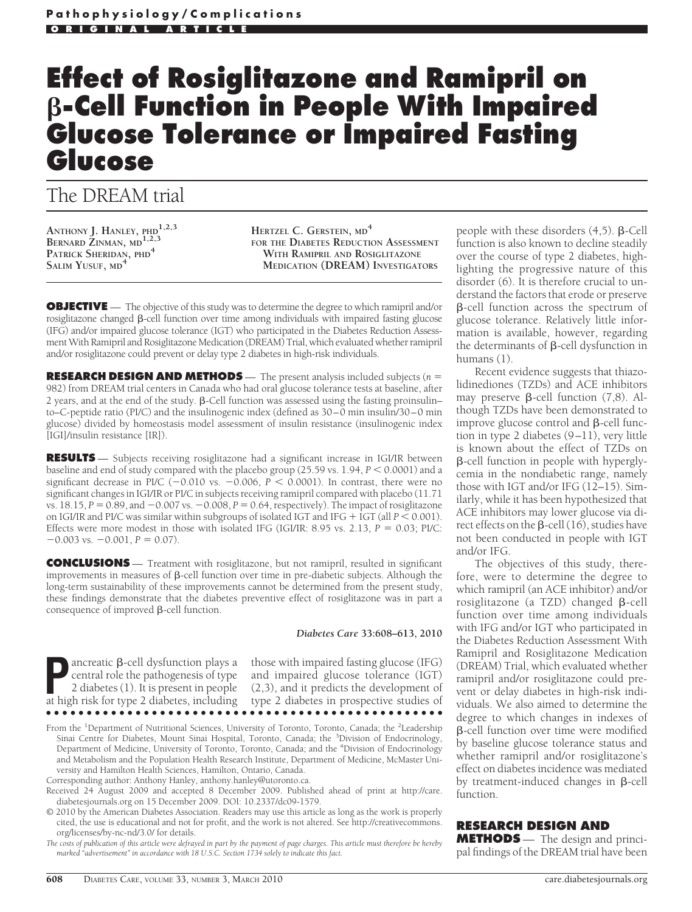Pathophysiology/Complications

ORIGINAL ARTICLE

# Effect of Rosiglitazone and Ramipril on β-Cell Function in People With Impaired Glucose Tolerance or Impaired Fasting Glucose

## The DREAM trial

ANTHONY J. HANLEY, PHD[1,2,3]
BERNARD ZINMAN, MD[1,2,3]
PATRICK SHERIDAN, PHD[4]
SALIM YUSUF, MD[4]
HERTZEL C. GERSTEIN, MD[4]
FOR THE DIABETES REDUCTION ASSESSMENT WITH RAMIPRIL AND ROSIGLITAZONE MEDICATION (DREAM) INVESTIGATORS

**OBJECTIVE** — The objective of this study was to determine the degree to which ramipril and/or rosiglitazone changed β-cell function over time among individuals with impaired fasting glucose (IFG) and/or impaired glucose tolerance (IGT) who participated in the Diabetes Reduction Assessment With Ramipril and Rosiglitazone Medication (DREAM) Trial, which evaluated whether ramipril and/or rosiglitazone could prevent or delay type 2 diabetes in high-risk individuals.

**RESEARCH DESIGN AND METHODS** — The present analysis included subjects ($n = 982$) from DREAM trial centers in Canada who had oral glucose tolerance tests at baseline, after 2 years, and at the end of the study. β-Cell function was assessed using the fasting proinsulin–to–C-peptide ratio (PI/C) and the insulinogenic index (defined as 30–0 min insulin/30–0 min glucose) divided by homeostasis model assessment of insulin resistance (insulinogenic index [IGI]/insulin resistance [IR]).

**RESULTS** — Subjects receiving rosiglitazone had a significant increase in IGI/IR between baseline and end of study compared with the placebo group (25.59 vs. 1.94, $P < 0.0001$) and a significant decrease in PI/C (−0.010 vs. −0.006, $P < 0.0001$). In contrast, there were no significant changes in IGI/IR or PI/C in subjects receiving ramipril compared with placebo (11.71 vs. 18.15, $P = 0.89$, and −0.007 vs. −0.008, $P = 0.64$, respectively). The impact of rosiglitazone on IGI/IR and PI/C was similar within subgroups of isolated IGT and IFG + IGT (all $P < 0.001$). Effects were more modest in those with isolated IFG (IGI/IR: 8.95 vs. 2.13, $P = 0.03$; PI/C: −0.003 vs. −0.001, $P = 0.07$).

**CONCLUSIONS** — Treatment with rosiglitazone, but not ramipril, resulted in significant improvements in measures of β-cell function over time in pre-diabetic subjects. Although the long-term sustainability of these improvements cannot be determined from the present study, these findings demonstrate that the diabetes preventive effect of rosiglitazone was in part a consequence of improved β-cell function.

*Diabetes Care* 33:608–613, 2010

Pancreatic β-cell dysfunction plays a central role the pathogenesis of type 2 diabetes (1). It is present in people at high risk for type 2 diabetes, including those with impaired fasting glucose (IFG) and impaired glucose tolerance (IGT) (2,3), and it predicts the development of type 2 diabetes in prospective studies of people with these disorders (4,5). β-Cell function is also known to decline steadily over the course of type 2 diabetes, highlighting the progressive nature of this disorder (6). It is therefore crucial to understand the factors that erode or preserve β-cell function across the spectrum of glucose tolerance. Relatively little information is available, however, regarding the determinants of β-cell dysfunction in humans (1).

Recent evidence suggests that thiazolidinediones (TZDs) and ACE inhibitors may preserve β-cell function (7,8). Although TZDs have been demonstrated to improve glucose control and β-cell function in type 2 diabetes (9–11), very little is known about the effect of TZDs on β-cell function in people with hyperglycemia in the nondiabetic range, namely those with IGT and/or IFG (12–15). Similarly, while it has been hypothesized that ACE inhibitors may lower glucose via direct effects on the β-cell (16), studies have not been conducted in people with IGT and/or IFG.

The objectives of this study, therefore, were to determine the degree to which ramipril (an ACE inhibitor) and/or rosiglitazone (a TZD) changed β-cell function over time among individuals with IFG and/or IGT who participated in the Diabetes Reduction Assessment With Ramipril and Rosiglitazone Medication (DREAM) Trial, which evaluated whether ramipril and/or rosiglitazone could prevent or delay diabetes in high-risk individuals. We also aimed to determine the degree to which changes in indexes of β-cell function over time were modified by baseline glucose tolerance status and whether ramipril and/or rosiglitazone's effect on diabetes incidence was mediated by treatment-induced changes in β-cell function.

## RESEARCH DESIGN AND METHODS

The design and principal findings of the DREAM trial have been

From the [1]Department of Nutritional Sciences, University of Toronto, Toronto, Canada; the [2]Leadership Sinai Centre for Diabetes, Mount Sinai Hospital, Toronto, Canada; the [3]Division of Endocrinology, Department of Medicine, University of Toronto, Toronto, Canada; and the [4]Division of Endocrinology and Metabolism and the Population Health Research Institute, Department of Medicine, McMaster University and Hamilton Health Sciences, Hamilton, Ontario, Canada.

Corresponding author: Anthony Hanley, anthony.hanley@utoronto.ca.

Received 24 August 2009 and accepted 8 December 2009. Published ahead of print at http://care.diabetesjournals.org on 15 December 2009. DOI: 10.2337/dc09-1579.

© 2010 by the American Diabetes Association. Readers may use this article as long as the work is properly cited, the use is educational and not for profit, and the work is not altered. See http://creativecommons.org/licenses/by-nc-nd/3.0/ for details.

*The costs of publication of this article were defrayed in part by the payment of page charges. This article must therefore be hereby marked "advertisement" in accordance with 18 U.S.C. Section 1734 solely to indicate this fact.*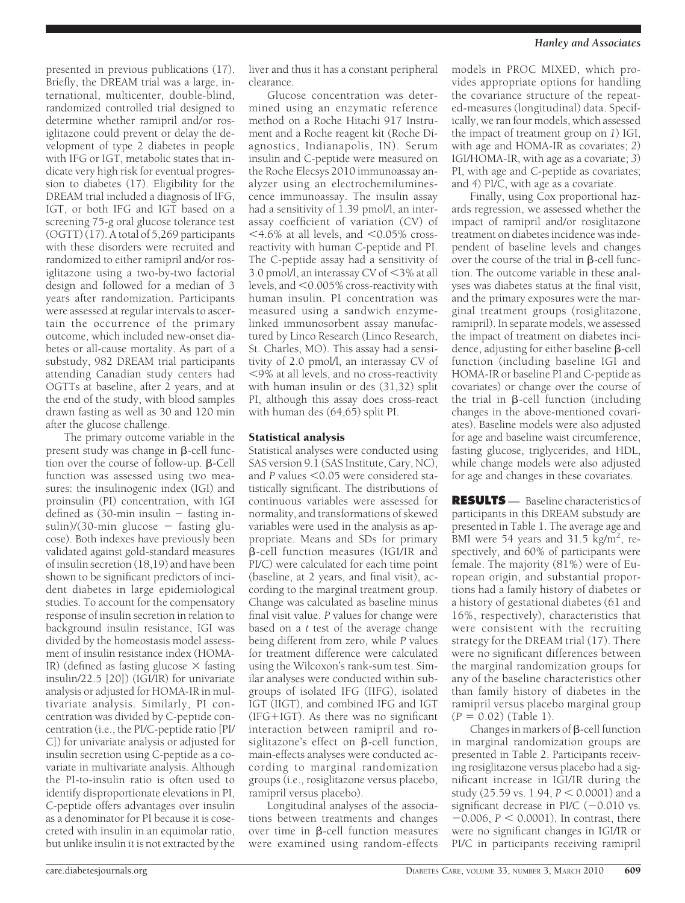presented in previous publications (17). Briefly, the DREAM trial was a large, international, multicenter, double-blind, randomized controlled trial designed to determine whether ramipril and/or rosiglitazone could prevent or delay the development of type 2 diabetes in people with IFG or IGT, metabolic states that indicate very high risk for eventual progression to diabetes (17). Eligibility for the DREAM trial included a diagnosis of IFG, IGT, or both IFG and IGT based on a screening 75-g oral glucose tolerance test (OGTT) (17). A total of 5,269 participants with these disorders were recruited and randomized to either ramipril and/or rosiglitazone using a two-by-two factorial design and followed for a median of 3 years after randomization. Participants were assessed at regular intervals to ascertain the occurrence of the primary outcome, which included new-onset diabetes or all-cause mortality. As part of a substudy, 982 DREAM trial participants attending Canadian study centers had OGTTs at baseline, after 2 years, and at the end of the study, with blood samples drawn fasting as well as 30 and 120 min after the glucose challenge.

The primary outcome variable in the present study was change in β-cell function over the course of follow-up. β-Cell function was assessed using two measures: the insulinogenic index (IGI) and proinsulin (PI) concentration, with IGI defined as (30-min insulin − fasting insulin)/(30-min glucose − fasting glucose). Both indexes have previously been validated against gold-standard measures of insulin secretion (18,19) and have been shown to be significant predictors of incident diabetes in large epidemiological studies. To account for the compensatory response of insulin secretion in relation to background insulin resistance, IGI was divided by the homeostasis model assessment of insulin resistance index (HOMA-IR) (defined as fasting glucose × fasting insulin/22.5 [20]) (IGI/IR) for univariate analysis or adjusted for HOMA-IR in multivariate analysis. Similarly, PI concentration was divided by C-peptide concentration (i.e., the PI/C-peptide ratio [PI/C]) for univariate analysis or adjusted for insulin secretion using C-peptide as a covariate in multivariate analysis. Although the PI-to-insulin ratio is often used to identify disproportionate elevations in PI, C-peptide offers advantages over insulin as a denominator for PI because it is cosecreted with insulin in an equimolar ratio, but unlike insulin it is not extracted by the liver and thus it has a constant peripheral clearance.

Glucose concentration was determined using an enzymatic reference method on a Roche Hitachi 917 Instrument and a Roche reagent kit (Roche Diagnostics, Indianapolis, IN). Serum insulin and C-peptide were measured on the Roche Elecsys 2010 immunoassay analyzer using an electrochemiluminescence immunoassay. The insulin assay had a sensitivity of 1.39 pmol/l, an interassay coefficient of variation (CV) of <4.6% at all levels, and <0.05% cross-reactivity with human C-peptide and PI. The C-peptide assay had a sensitivity of 3.0 pmol/l, an interassay CV of <3% at all levels, and <0.005% cross-reactivity with human insulin. PI concentration was measured using a sandwich enzyme-linked immunosorbent assay manufactured by Linco Research (Linco Research, St. Charles, MO). This assay had a sensitivity of 2.0 pmol/l, an interassay CV of <9% at all levels, and no cross-reactivity with human insulin or des (31,32) split PI, although this assay does cross-react with human des (64,65) split PI.

## Statistical analysis

Statistical analyses were conducted using SAS version 9.1 (SAS Institute, Cary, NC), and $P$ values <0.05 were considered statistically significant. The distributions of continuous variables were assessed for normality, and transformations of skewed variables were used in the analysis as appropriate. Means and SDs for primary β-cell function measures (IGI/IR and PI/C) were calculated for each time point (baseline, at 2 years, and final visit), according to the marginal treatment group. Change was calculated as baseline minus final visit value. $P$ values for change were based on a $t$ test of the average change being different from zero, while $P$ values for treatment difference were calculated using the Wilcoxon's rank-sum test. Similar analyses were conducted within subgroups of isolated IFG (IIFG), isolated IGT (IIGT), and combined IFG and IGT (IFG+IGT). As there was no significant interaction between ramipril and rosiglitazone's effect on β-cell function, main-effects analyses were conducted according to marginal randomization groups (i.e., rosiglitazone versus placebo, ramipril versus placebo).

Longitudinal analyses of the associations between treatments and changes over time in β-cell function measures were examined using random-effects models in PROC MIXED, which provides appropriate options for handling the covariance structure of the repeated-measures (longitudinal) data. Specifically, we ran four models, which assessed the impact of treatment group on *1*) IGI, with age and HOMA-IR as covariates; *2*) IGI/HOMA-IR, with age as a covariate; *3*) PI, with age and C-peptide as covariates; and *4*) PI/C, with age as a covariate.

Finally, using Cox proportional hazards regression, we assessed whether the impact of ramipril and/or rosiglitazone treatment on diabetes incidence was independent of baseline levels and changes over the course of the trial in β-cell function. The outcome variable in these analyses was diabetes status at the final visit, and the primary exposures were the marginal treatment groups (rosiglitazone, ramipril). In separate models, we assessed the impact of treatment on diabetes incidence, adjusting for either baseline β-cell function (including baseline IGI and HOMA-IR or baseline PI and C-peptide as covariates) or change over the course of the trial in β-cell function (including changes in the above-mentioned covariates). Baseline models were also adjusted for age and baseline waist circumference, fasting glucose, triglycerides, and HDL, while change models were also adjusted for age and changes in these covariates.

## RESULTS

Baseline characteristics of participants in this DREAM substudy are presented in Table 1. The average age and BMI were 54 years and 31.5 kg/m$^2$, respectively, and 60% of participants were female. The majority (81%) were of European origin, and substantial proportions had a family history of diabetes or a history of gestational diabetes (61 and 16%, respectively), characteristics that were consistent with the recruiting strategy for the DREAM trial (17). There were no significant differences between the marginal randomization groups for any of the baseline characteristics other than family history of diabetes in the ramipril versus placebo marginal group ($P = 0.02$) (Table 1).

Changes in markers of β-cell function in marginal randomization groups are presented in Table 2. Participants receiving rosiglitazone versus placebo had a significant increase in IGI/IR during the study (25.59 vs. 1.94, $P < 0.0001$) and a significant decrease in PI/C (−0.010 vs. −0.006, $P < 0.0001$). In contrast, there were no significant changes in IGI/IR or PI/C in participants receiving ramipril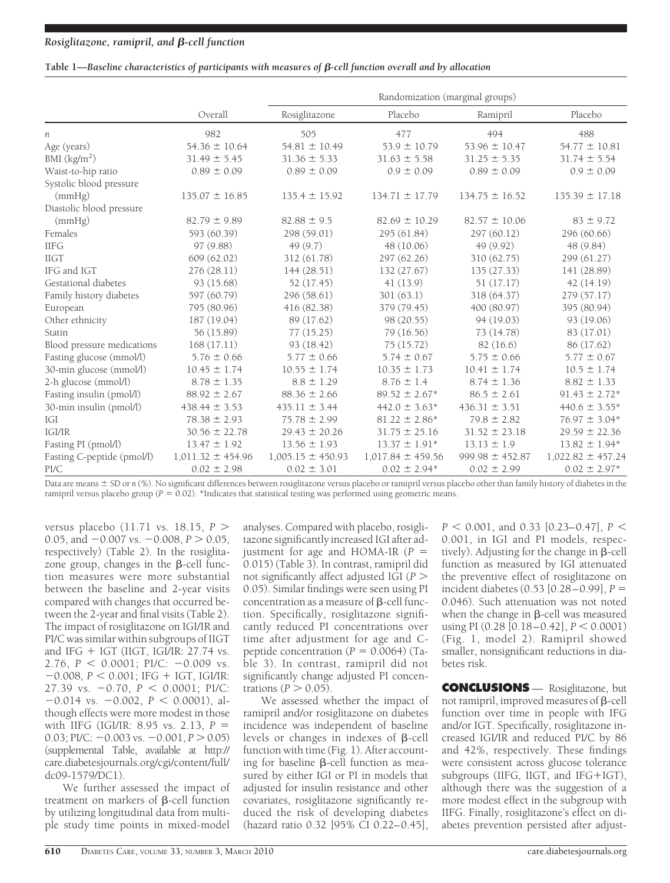**Table 1—*Baseline characteristics of participants with measures of β-cell function overall and by allocation***

| | Overall | Randomization (marginal groups) | | | |
|---|---|---|---|---|---|
| | | Rosiglitazone | Placebo | Ramipril | Placebo |
| *n* | 982 | 505 | 477 | 494 | 488 |
| Age (years) | 54.36 ± 10.64 | 54.81 ± 10.49 | 53.9 ± 10.79 | 53.96 ± 10.47 | 54.77 ± 10.81 |
| BMI (kg/m$^2$) | 31.49 ± 5.45 | 31.36 ± 5.33 | 31.63 ± 5.58 | 31.25 ± 5.35 | 31.74 ± 5.54 |
| Waist-to-hip ratio | 0.89 ± 0.09 | 0.89 ± 0.09 | 0.9 ± 0.09 | 0.89 ± 0.09 | 0.9 ± 0.09 |
| Systolic blood pressure (mmHg) | 135.07 ± 16.85 | 135.4 ± 15.92 | 134.71 ± 17.79 | 134.75 ± 16.52 | 135.39 ± 17.18 |
| Diastolic blood pressure (mmHg) | 82.79 ± 9.89 | 82.88 ± 9.5 | 82.69 ± 10.29 | 82.57 ± 10.06 | 83 ± 9.72 |
| Females | 593 (60.39) | 298 (59.01) | 295 (61.84) | 297 (60.12) | 296 (60.66) |
| IIFG | 97 (9.88) | 49 (9.7) | 48 (10.06) | 49 (9.92) | 48 (9.84) |
| IIGT | 609 (62.02) | 312 (61.78) | 297 (62.26) | 310 (62.75) | 299 (61.27) |
| IFG and IGT | 276 (28.11) | 144 (28.51) | 132 (27.67) | 135 (27.33) | 141 (28.89) |
| Gestational diabetes | 93 (15.68) | 52 (17.45) | 41 (13.9) | 51 (17.17) | 42 (14.19) |
| Family history diabetes | 597 (60.79) | 296 (58.61) | 301 (63.1) | 318 (64.37) | 279 (57.17) |
| European | 795 (80.96) | 416 (82.38) | 379 (79.45) | 400 (80.97) | 395 (80.94) |
| Other ethnicity | 187 (19.04) | 89 (17.62) | 98 (20.55) | 94 (19.03) | 93 (19.06) |
| Statin | 56 (15.89) | 77 (15.25) | 79 (16.56) | 73 (14.78) | 83 (17.01) |
| Blood pressure medications | 168 (17.11) | 93 (18.42) | 75 (15.72) | 82 (16.6) | 86 (17.62) |
| Fasting glucose (mmol/l) | 5.76 ± 0.66 | 5.77 ± 0.66 | 5.74 ± 0.67 | 5.75 ± 0.66 | 5.77 ± 0.67 |
| 30-min glucose (mmol/l) | 10.45 ± 1.74 | 10.55 ± 1.74 | 10.35 ± 1.73 | 10.41 ± 1.74 | 10.5 ± 1.74 |
| 2-h glucose (mmol/l) | 8.78 ± 1.35 | 8.8 ± 1.29 | 8.76 ± 1.4 | 8.74 ± 1.36 | 8.82 ± 1.33 |
| Fasting insulin (pmol/l) | 88.92 ± 2.67 | 88.36 ± 2.66 | 89.52 ± 2.67* | 86.5 ± 2.61 | 91.43 ± 2.72* |
| 30-min insulin (pmol/l) | 438.44 ± 3.53 | 435.11 ± 3.44 | 442.0 ± 3.63* | 436.31 ± 3.51 | 440.6 ± 3.55* |
| IGI | 78.38 ± 2.93 | 75.78 ± 2.99 | 81.22 ± 2.86* | 79.8 ± 2.82 | 76.97 ± 3.04* |
| IGI/IR | 30.56 ± 22.78 | 29.43 ± 20.26 | 31.75 ± 25.16 | 31.52 ± 23.18 | 29.59 ± 22.36 |
| Fasting PI (pmol/l) | 13.47 ± 1.92 | 13.56 ± 1.93 | 13.37 ± 1.91* | 13.13 ± 1.9 | 13.82 ± 1.94* |
| Fasting C-peptide (pmol/l) | 1,011.32 ± 454.96 | 1,005.15 ± 450.93 | 1,017.84 ± 459.56 | 999.98 ± 452.87 | 1,022.82 ± 457.24 |
| PI/C | 0.02 ± 2.98 | 0.02 ± 3.01 | 0.02 ± 2.94* | 0.02 ± 2.99 | 0.02 ± 2.97* |

Data are means ± SD or *n* (%). No significant differences between rosiglitazone versus placebo or ramipril versus placebo other than family history of diabetes in the ramipril versus placebo group ($P = 0.02$). *Indicates that statistical testing was performed using geometric means.

versus placebo (11.71 vs. 18.15, $P > 0.05$, and −0.007 vs. −0.008, $P > 0.05$, respectively) (Table 2). In the rosiglitazone group, changes in the β-cell function measures were more substantial between the baseline and 2-year visits compared with changes that occurred between the 2-year and final visits (Table 2). The impact of rosiglitazone on IGI/IR and PI/C was similar within subgroups of IIGT and IFG + IGT (IIGT, IGI/IR: 27.74 vs. 2.76, $P < 0.0001$; PI/C: −0.009 vs. −0.008, $P < 0.001$; IFG + IGT, IGI/IR: 27.39 vs. −0.70, $P < 0.0001$; PI/C: −0.014 vs. −0.002, $P < 0.0001$), although effects were more modest in those with IIFG (IGI/IR: 8.95 vs. 2.13, $P = 0.03$; PI/C: −0.003 vs. −0.001, $P > 0.05$) (supplemental Table, available at http://care.diabetesjournals.org/cgi/content/full/dc09-1579/DC1).

We further assessed the impact of treatment on markers of β-cell function by utilizing longitudinal data from multiple study time points in mixed-model analyses. Compared with placebo, rosiglitazone significantly increased IGI after adjustment for age and HOMA-IR ($P = 0.015$) (Table 3). In contrast, ramipril did not significantly affect adjusted IGI ($P > 0.05$). Similar findings were seen using PI concentration as a measure of β-cell function. Specifically, rosiglitazone significantly reduced PI concentrations over time after adjustment for age and C-peptide concentration ($P = 0.0064$) (Table 3). In contrast, ramipril did not significantly change adjusted PI concentrations ($P > 0.05$).

We assessed whether the impact of ramipril and/or rosiglitazone on diabetes incidence was independent of baseline levels or changes in indexes of β-cell function with time (Fig. 1). After accounting for baseline β-cell function as measured by either IGI or PI in models that adjusted for insulin resistance and other covariates, rosiglitazone significantly reduced the risk of developing diabetes (hazard ratio 0.32 [95% CI 0.22–0.45], $P < 0.001$, and 0.33 [0.23–0.47], $P < 0.001$, in IGI and PI models, respectively). Adjusting for the change in β-cell function as measured by IGI attenuated the preventive effect of rosiglitazone on incident diabetes (0.53 [0.28–0.99], $P = 0.046$). Such attenuation was not noted when the change in β-cell was measured using PI (0.28 [0.18–0.42], $P < 0.0001$) (Fig. 1, model 2). Ramipril showed smaller, nonsignificant reductions in diabetes risk.

## CONCLUSIONS

Rosiglitazone, but not ramipril, improved measures of β-cell function over time in people with IFG and/or IGT. Specifically, rosiglitazone increased IGI/IR and reduced PI/C by 86 and 42%, respectively. These findings were consistent across glucose tolerance subgroups (IIFG, IIGT, and IFG+IGT), although there was the suggestion of a more modest effect in the subgroup with IIFG. Finally, rosiglitazone's effect on diabetes prevention persisted after adjust-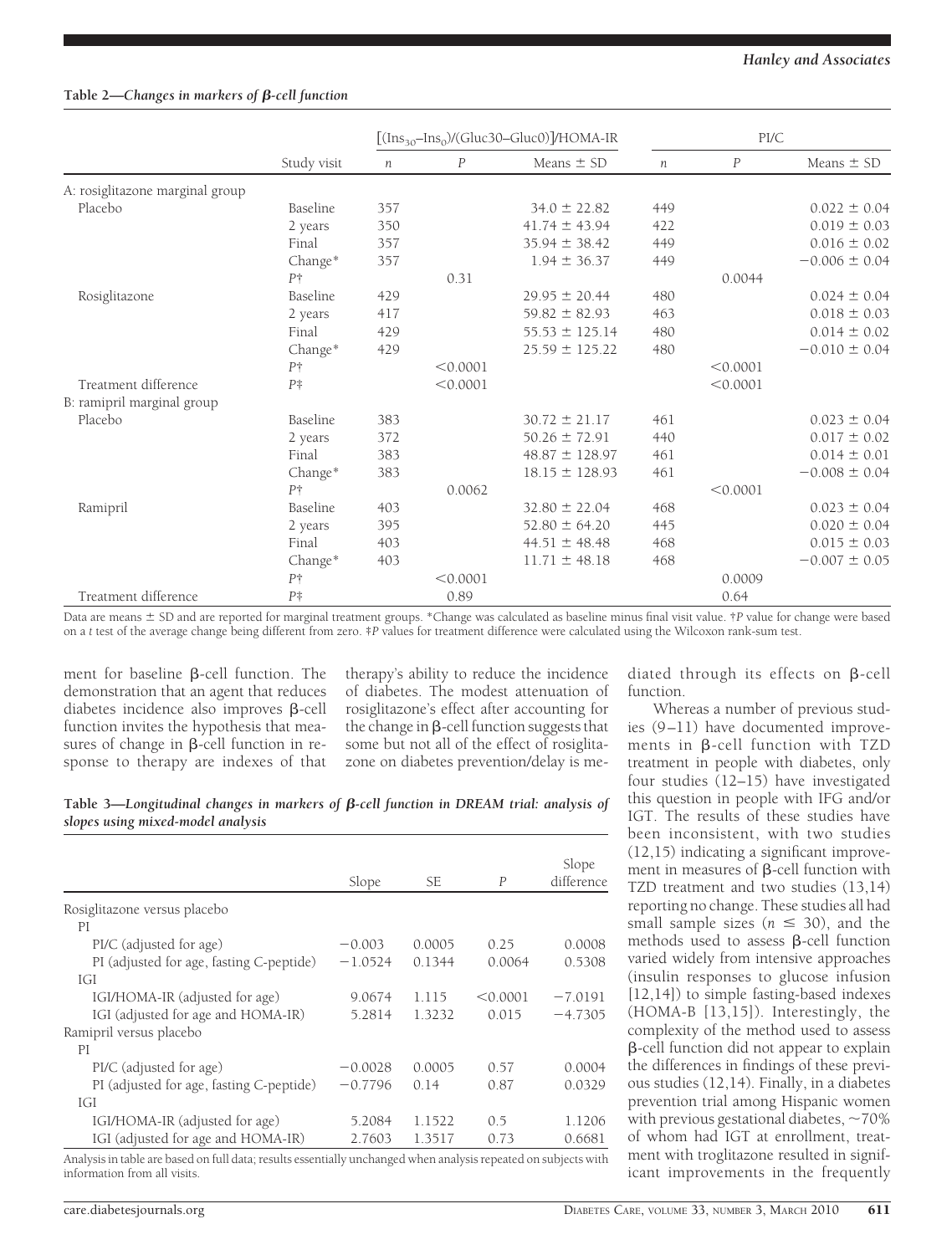**Table 2—Changes in markers of β-cell function**

| | Study visit | $[(Ins_{30}–Ins_0)/(Gluc30–Gluc0)]$/HOMA-IR | | | PI/C | | |
|---|---|---|---|---|---|---|---|
| | | $n$ | $P$ | Means ± SD | $n$ | $P$ | Means ± SD |
| A: rosiglitazone marginal group | | | | | | | |
| Placebo | Baseline | 357 | | 34.0 ± 22.82 | 449 | | 0.022 ± 0.04 |
| | 2 years | 350 | | 41.74 ± 43.94 | 422 | | 0.019 ± 0.03 |
| | Final | 357 | | 35.94 ± 38.42 | 449 | | 0.016 ± 0.02 |
| | Change* | 357 | | 1.94 ± 36.37 | 449 | | −0.006 ± 0.04 |
| | P† | | 0.31 | | | 0.0044 | |
| Rosiglitazone | Baseline | 429 | | 29.95 ± 20.44 | 480 | | 0.024 ± 0.04 |
| | 2 years | 417 | | 59.82 ± 82.93 | 463 | | 0.018 ± 0.03 |
| | Final | 429 | | 55.53 ± 125.14 | 480 | | 0.014 ± 0.02 |
| | Change* | 429 | | 25.59 ± 125.22 | 480 | | −0.010 ± 0.04 |
| | P† | | <0.0001 | | | <0.0001 | |
| Treatment difference | P‡ | | <0.0001 | | | <0.0001 | |
| B: ramipril marginal group | | | | | | | |
| Placebo | Baseline | 383 | | 30.72 ± 21.17 | 461 | | 0.023 ± 0.04 |
| | 2 years | 372 | | 50.26 ± 72.91 | 440 | | 0.017 ± 0.02 |
| | Final | 383 | | 48.87 ± 128.97 | 461 | | 0.014 ± 0.01 |
| | Change* | 383 | | 18.15 ± 128.93 | 461 | | −0.008 ± 0.04 |
| | P† | | 0.0062 | | | <0.0001 | |
| Ramipril | Baseline | 403 | | 32.80 ± 22.04 | 468 | | 0.023 ± 0.04 |
| | 2 years | 395 | | 52.80 ± 64.20 | 445 | | 0.020 ± 0.04 |
| | Final | 403 | | 44.51 ± 48.48 | 468 | | 0.015 ± 0.03 |
| | Change* | 403 | | 11.71 ± 48.18 | 468 | | −0.007 ± 0.05 |
| | P† | | <0.0001 | | | 0.0009 | |
| Treatment difference | P‡ | | 0.89 | | | 0.64 | |

Data are means ± SD and are reported for marginal treatment groups. *Change was calculated as baseline minus final visit value. †P value for change were based on a t test of the average change being different from zero. ‡P values for treatment difference were calculated using the Wilcoxon rank-sum test.

ment for baseline β-cell function. The demonstration that an agent that reduces diabetes incidence also improves β-cell function invites the hypothesis that measures of change in β-cell function in response to therapy are indexes of that therapy's ability to reduce the incidence of diabetes. The modest attenuation of rosiglitazone's effect after accounting for the change in β-cell function suggests that some but not all of the effect of rosiglitazone on diabetes prevention/delay is mediated through its effects on β-cell function.

**Table 3—Longitudinal changes in markers of β-cell function in DREAM trial: analysis of slopes using mixed-model analysis**

| | Slope | SE | P | Slope difference |
|---|---|---|---|---|
| Rosiglitazone versus placebo | | | | |
| PI | | | | |
| PI/C (adjusted for age) | −0.003 | 0.0005 | 0.25 | 0.0008 |
| PI (adjusted for age, fasting C-peptide) | −1.0524 | 0.1344 | 0.0064 | 0.5308 |
| IGI | | | | |
| IGI/HOMA-IR (adjusted for age) | 9.0674 | 1.115 | <0.0001 | −7.0191 |
| IGI (adjusted for age and HOMA-IR) | 5.2814 | 1.3232 | 0.015 | −4.7305 |
| Ramipril versus placebo | | | | |
| PI | | | | |
| PI/C (adjusted for age) | −0.0028 | 0.0005 | 0.57 | 0.0004 |
| PI (adjusted for age, fasting C-peptide) | −0.7796 | 0.14 | 0.87 | 0.0329 |
| IGI | | | | |
| IGI/HOMA-IR (adjusted for age) | 5.2084 | 1.1522 | 0.5 | 1.1206 |
| IGI (adjusted for age and HOMA-IR) | 2.7603 | 1.3517 | 0.73 | 0.6681 |

Analysis in table are based on full data; results essentially unchanged when analysis repeated on subjects with information from all visits.

Whereas a number of previous studies (9–11) have documented improvements in β-cell function with TZD treatment in people with diabetes, only four studies (12–15) have investigated this question in people with IFG and/or IGT. The results of these studies have been inconsistent, with two studies (12,15) indicating a significant improvement in measures of β-cell function with TZD treatment and two studies (13,14) reporting no change. These studies all had small sample sizes ($n \leq 30$), and the methods used to assess β-cell function varied widely from intensive approaches (insulin responses to glucose infusion [12,14]) to simple fasting-based indexes (HOMA-B [13,15]). Interestingly, the complexity of the method used to assess β-cell function did not appear to explain the differences in findings of these previous studies (12,14). Finally, in a diabetes prevention trial among Hispanic women with previous gestational diabetes, ~70% of whom had IGT at enrollment, treatment with troglitazone resulted in significant improvements in the frequently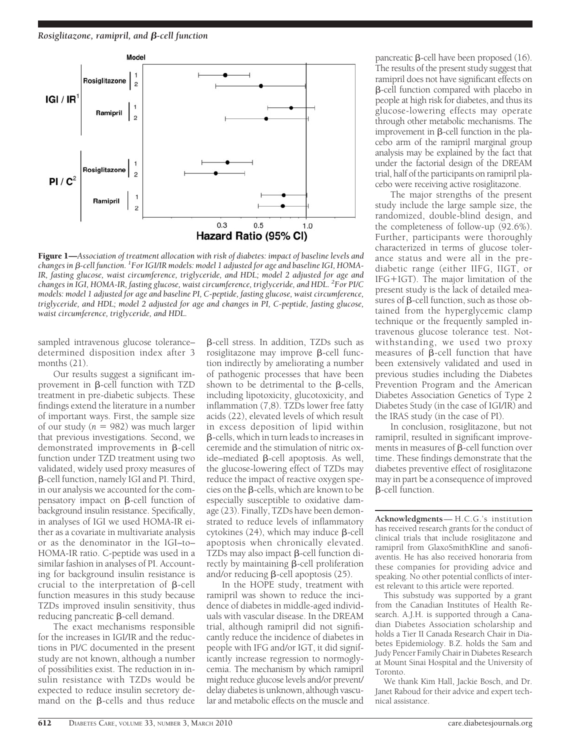**Figure 1**—*Association of treatment allocation with risk of diabetes: impact of baseline levels and changes in β-cell function.* [1]*For IGI/IR models: model 1 adjusted for age and baseline IGI, HOMA-IR, fasting glucose, waist circumference, triglyceride, and HDL; model 2 adjusted for age and changes in IGI, HOMA-IR, fasting glucose, waist circumference, triglyceride, and HDL.* [2]*For PI/C models: model 1 adjusted for age and baseline PI, C-peptide, fasting glucose, waist circumference, triglyceride, and HDL; model 2 adjusted for age and changes in PI, C-peptide, fasting glucose, waist circumference, triglyceride, and HDL.*

sampled intravenous glucose tolerance–determined disposition index after 3 months (21).

Our results suggest a significant improvement in β-cell function with TZD treatment in pre-diabetic subjects. These findings extend the literature in a number of important ways. First, the sample size of our study ($n = 982$) was much larger that previous investigations. Second, we demonstrated improvements in β-cell function under TZD treatment using two validated, widely used proxy measures of β-cell function, namely IGI and PI. Third, in our analysis we accounted for the compensatory impact on β-cell function of background insulin resistance. Specifically, in analyses of IGI we used HOMA-IR either as a covariate in multivariate analysis or as the denominator in the IGI–to–HOMA-IR ratio. C-peptide was used in a similar fashion in analyses of PI. Accounting for background insulin resistance is crucial to the interpretation of β-cell function measures in this study because TZDs improved insulin sensitivity, thus reducing pancreatic β-cell demand.

The exact mechanisms responsible for the increases in IGI/IR and the reductions in PI/C documented in the present study are not known, although a number of possibilities exist. The reduction in insulin resistance with TZDs would be expected to reduce insulin secretory demand on the β-cells and thus reduce β-cell stress. In addition, TZDs such as rosiglitazone may improve β-cell function indirectly by ameliorating a number of pathogenic processes that have been shown to be detrimental to the β-cells, including lipotoxicity, glucotoxicity, and inflammation (7,8). TZDs lower free fatty acids (22), elevated levels of which result in excess deposition of lipid within β-cells, which in turn leads to increases in ceremide and the stimulation of nitric oxide–mediated β-cell apoptosis. As well, the glucose-lowering effect of TZDs may reduce the impact of reactive oxygen species on the β-cells, which are known to be especially susceptible to oxidative damage (23). Finally, TZDs have been demonstrated to reduce levels of inflammatory cytokines (24), which may induce β-cell apoptosis when chronically elevated. TZDs may also impact β-cell function directly by maintaining β-cell proliferation and/or reducing β-cell apoptosis (25).

In the HOPE study, treatment with ramipril was shown to reduce the incidence of diabetes in middle-aged individuals with vascular disease. In the DREAM trial, although ramipril did not significantly reduce the incidence of diabetes in people with IFG and/or IGT, it did significantly increase regression to normoglycemia. The mechanism by which ramipril might reduce glucose levels and/or prevent/delay diabetes is unknown, although vascular and metabolic effects on the muscle and pancreatic β-cell have been proposed (16). The results of the present study suggest that ramipril does not have significant effects on β-cell function compared with placebo in people at high risk for diabetes, and thus its glucose-lowering effects may operate through other metabolic mechanisms. The improvement in β-cell function in the placebo arm of the ramipril marginal group analysis may be explained by the fact that under the factorial design of the DREAM trial, half of the participants on ramipril placebo were receiving active rosiglitazone.

The major strengths of the present study include the large sample size, the randomized, double-blind design, and the completeness of follow-up (92.6%). Further, participants were thoroughly characterized in terms of glucose tolerance status and were all in the pre-diabetic range (either IIFG, IIGT, or IFG+IGT). The major limitation of the present study is the lack of detailed measures of β-cell function, such as those obtained from the hyperglycemic clamp technique or the frequently sampled intravenous glucose tolerance test. Notwithstanding, we used two proxy measures of β-cell function that have been extensively validated and used in previous studies including the Diabetes Prevention Program and the American Diabetes Association Genetics of Type 2 Diabetes Study (in the case of IGI/IR) and the IRAS study (in the case of PI).

In conclusion, rosiglitazone, but not ramipril, resulted in significant improvements in measures of β-cell function over time. These findings demonstrate that the diabetes preventive effect of rosiglitazone may in part be a consequence of improved β-cell function.

---

**Acknowledgments**— H.C.G.'s institution has received research grants for the conduct of clinical trials that include rosiglitazone and ramipril from GlaxoSmithKline and sanofi-aventis. He has also received honoraria from these companies for providing advice and speaking. No other potential conflicts of interest relevant to this article were reported.

This substudy was supported by a grant from the Canadian Institutes of Health Research. A.J.H. is supported through a Canadian Diabetes Association scholarship and holds a Tier II Canada Research Chair in Diabetes Epidemiology. B.Z. holds the Sam and Judy Pencer Family Chair in Diabetes Research at Mount Sinai Hospital and the University of Toronto.

We thank Kim Hall, Jackie Bosch, and Dr. Janet Raboud for their advice and expert technical assistance.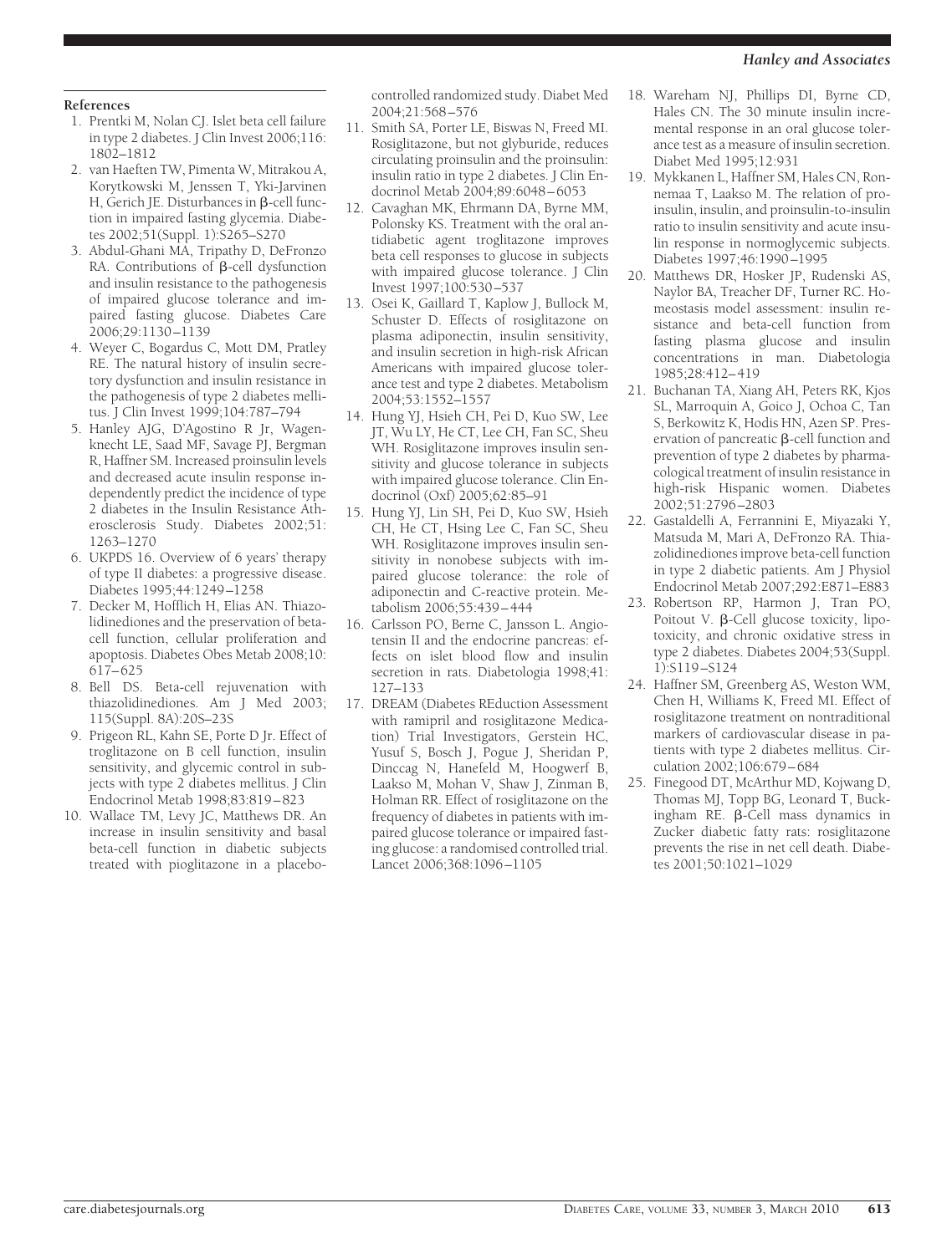**References**

1. Prentki M, Nolan CJ. Islet beta cell failure in type 2 diabetes. J Clin Invest 2006;116:1802–1812
2. van Haeften TW, Pimenta W, Mitrakou A, Korytkowski M, Jenssen T, Yki-Jarvinen H, Gerich JE. Disturbances in β-cell function in impaired fasting glycemia. Diabetes 2002;51(Suppl. 1):S265–S270
3. Abdul-Ghani MA, Tripathy D, DeFronzo RA. Contributions of β-cell dysfunction and insulin resistance to the pathogenesis of impaired glucose tolerance and impaired fasting glucose. Diabetes Care 2006;29:1130–1139
4. Weyer C, Bogardus C, Mott DM, Pratley RE. The natural history of insulin secretory dysfunction and insulin resistance in the pathogenesis of type 2 diabetes mellitus. J Clin Invest 1999;104:787–794
5. Hanley AJG, D'Agostino R Jr, Wagenknecht LE, Saad MF, Savage PJ, Bergman R, Haffner SM. Increased proinsulin levels and decreased acute insulin response independently predict the incidence of type 2 diabetes in the Insulin Resistance Atherosclerosis Study. Diabetes 2002;51:1263–1270
6. UKPDS 16. Overview of 6 years' therapy of type II diabetes: a progressive disease. Diabetes 1995;44:1249–1258
7. Decker M, Hofflich H, Elias AN. Thiazolidinediones and the preservation of beta-cell function, cellular proliferation and apoptosis. Diabetes Obes Metab 2008;10:617–625
8. Bell DS. Beta-cell rejuvenation with thiazolidinediones. Am J Med 2003;115(Suppl. 8A):20S–23S
9. Prigeon RL, Kahn SE, Porte D Jr. Effect of troglitazone on B cell function, insulin sensitivity, and glycemic control in subjects with type 2 diabetes mellitus. J Clin Endocrinol Metab 1998;83:819–823
10. Wallace TM, Levy JC, Matthews DR. An increase in insulin sensitivity and basal beta-cell function in diabetic subjects treated with pioglitazone in a placebo-controlled randomized study. Diabet Med 2004;21:568–576
11. Smith SA, Porter LE, Biswas N, Freed MI. Rosiglitazone, but not glyburide, reduces circulating proinsulin and the proinsulin: insulin ratio in type 2 diabetes. J Clin Endocrinol Metab 2004;89:6048–6053
12. Cavaghan MK, Ehrmann DA, Byrne MM, Polonsky KS. Treatment with the oral antidiabetic agent troglitazone improves beta cell responses to glucose in subjects with impaired glucose tolerance. J Clin Invest 1997;100:530–537
13. Osei K, Gaillard T, Kaplow J, Bullock M, Schuster D. Effects of rosiglitazone on plasma adiponectin, insulin sensitivity, and insulin secretion in high-risk African Americans with impaired glucose tolerance test and type 2 diabetes. Metabolism 2004;53:1552–1557
14. Hung YJ, Hsieh CH, Pei D, Kuo SW, Lee JT, Wu LY, He CT, Lee CH, Fan SC, Sheu WH. Rosiglitazone improves insulin sensitivity and glucose tolerance in subjects with impaired glucose tolerance. Clin Endocrinol (Oxf) 2005;62:85–91
15. Hung YJ, Lin SH, Pei D, Kuo SW, Hsieh CH, He CT, Hsing Lee C, Fan SC, Sheu WH. Rosiglitazone improves insulin sensitivity in nonobese subjects with impaired glucose tolerance: the role of adiponectin and C-reactive protein. Metabolism 2006;55:439–444
16. Carlsson PO, Berne C, Jansson L. Angiotensin II and the endocrine pancreas: effects on islet blood flow and insulin secretion in rats. Diabetologia 1998;41:127–133
17. DREAM (Diabetes REduction Assessment with ramipril and rosiglitazone Medication) Trial Investigators, Gerstein HC, Yusuf S, Bosch J, Pogue J, Sheridan P, Dinccag N, Hanefeld M, Hoogwerf B, Laakso M, Mohan V, Shaw J, Zinman B, Holman RR. Effect of rosiglitazone on the frequency of diabetes in patients with impaired glucose tolerance or impaired fasting glucose: a randomised controlled trial. Lancet 2006;368:1096–1105
18. Wareham NJ, Phillips DI, Byrne CD, Hales CN. The 30 minute insulin incremental response in an oral glucose tolerance test as a measure of insulin secretion. Diabet Med 1995;12:931
19. Mykkanen L, Haffner SM, Hales CN, Ronnemaa T, Laakso M. The relation of proinsulin, insulin, and proinsulin-to-insulin ratio to insulin sensitivity and acute insulin response in normoglycemic subjects. Diabetes 1997;46:1990–1995
20. Matthews DR, Hosker JP, Rudenski AS, Naylor BA, Treacher DF, Turner RC. Homeostasis model assessment: insulin resistance and beta-cell function from fasting plasma glucose and insulin concentrations in man. Diabetologia 1985;28:412–419
21. Buchanan TA, Xiang AH, Peters RK, Kjos SL, Marroquin A, Goico J, Ochoa C, Tan S, Berkowitz K, Hodis HN, Azen SP. Preservation of pancreatic β-cell function and prevention of type 2 diabetes by pharmacological treatment of insulin resistance in high-risk Hispanic women. Diabetes 2002;51:2796–2803
22. Gastaldelli A, Ferrannini E, Miyazaki Y, Matsuda M, Mari A, DeFronzo RA. Thiazolidinediones improve beta-cell function in type 2 diabetic patients. Am J Physiol Endocrinol Metab 2007;292:E871–E883
23. Robertson RP, Harmon J, Tran PO, Poitout V. β-Cell glucose toxicity, lipotoxicity, and chronic oxidative stress in type 2 diabetes. Diabetes 2004;53(Suppl. 1):S119–S124
24. Haffner SM, Greenberg AS, Weston WM, Chen H, Williams K, Freed MI. Effect of rosiglitazone treatment on nontraditional markers of cardiovascular disease in patients with type 2 diabetes mellitus. Circulation 2002;106:679–684
25. Finegood DT, McArthur MD, Kojwang D, Thomas MJ, Topp BG, Leonard T, Buckingham RE. β-Cell mass dynamics in Zucker diabetic fatty rats: rosiglitazone prevents the rise in net cell death. Diabetes 2001;50:1021–1029